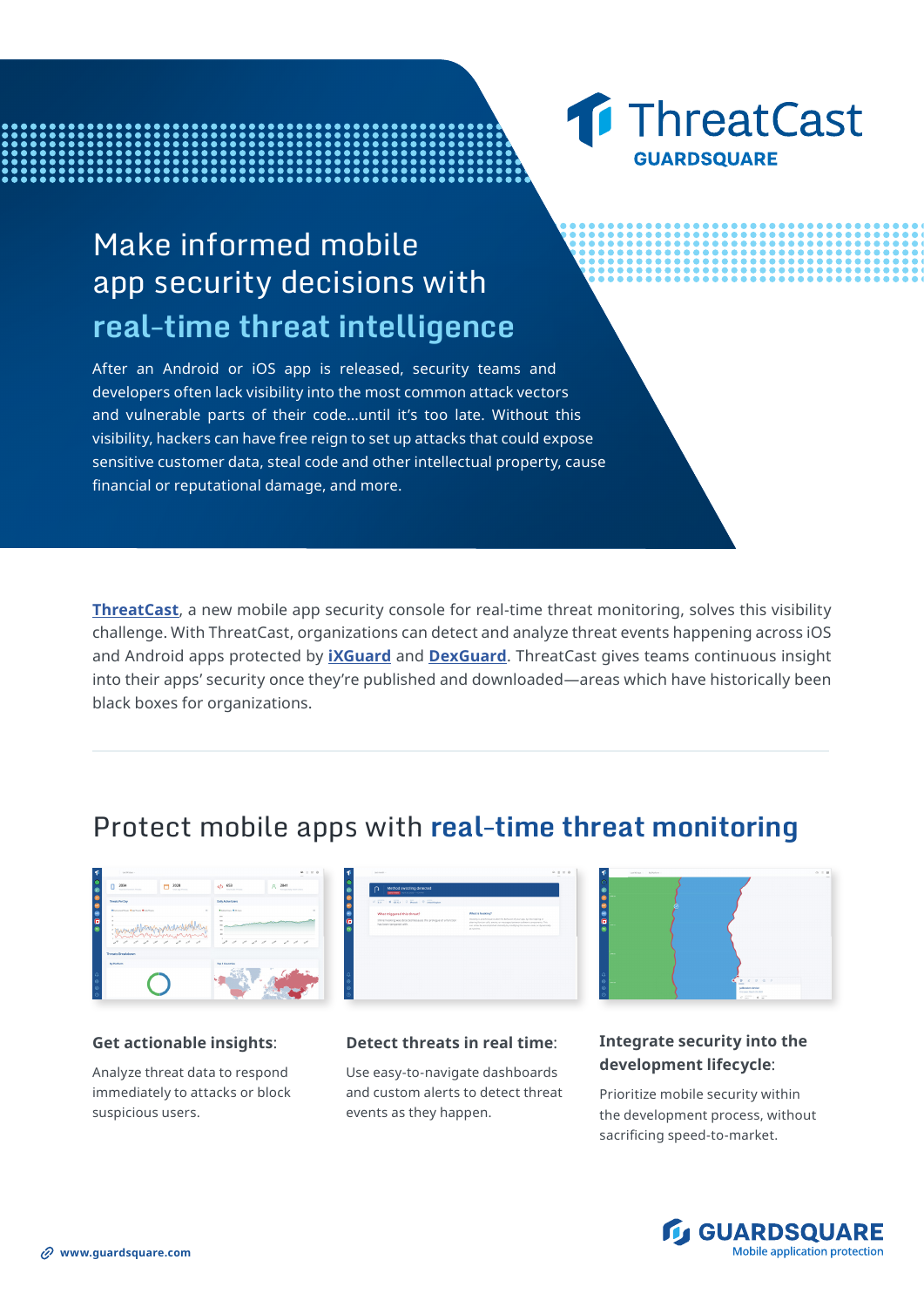ThreatCast
GUARDSQUARE

# Make informed mobile app security decisions with **real-time threat intelligence**

After an Android or iOS app is released, security teams and developers often lack visibility into the most common attack vectors and vulnerable parts of their code...until it's too late. Without this visibility, hackers can have free reign to set up attacks that could expose sensitive customer data, steal code and other intellectual property, cause financial or reputational damage, and more.

**ThreatCast**, a new mobile app security console for real-time threat monitoring, solves this visibility challenge. With ThreatCast, organizations can detect and analyze threat events happening across iOS and Android apps protected by **iXGuard** and **DexGuard**. ThreatCast gives teams continuous insight into their apps' security once they're published and downloaded—areas which have historically been black boxes for organizations.

## Protect mobile apps with **real-time threat monitoring**

**Get actionable insights**:

Analyze threat data to respond immediately to attacks or block suspicious users.

**Detect threats in real time**:

Use easy-to-navigate dashboards and custom alerts to detect threat events as they happen.

**Integrate security into the development lifecycle**:

Prioritize mobile security within the development process, without sacrificing speed-to-market.

www.guardsquare.com

GUARDSQUARE
Mobile application protection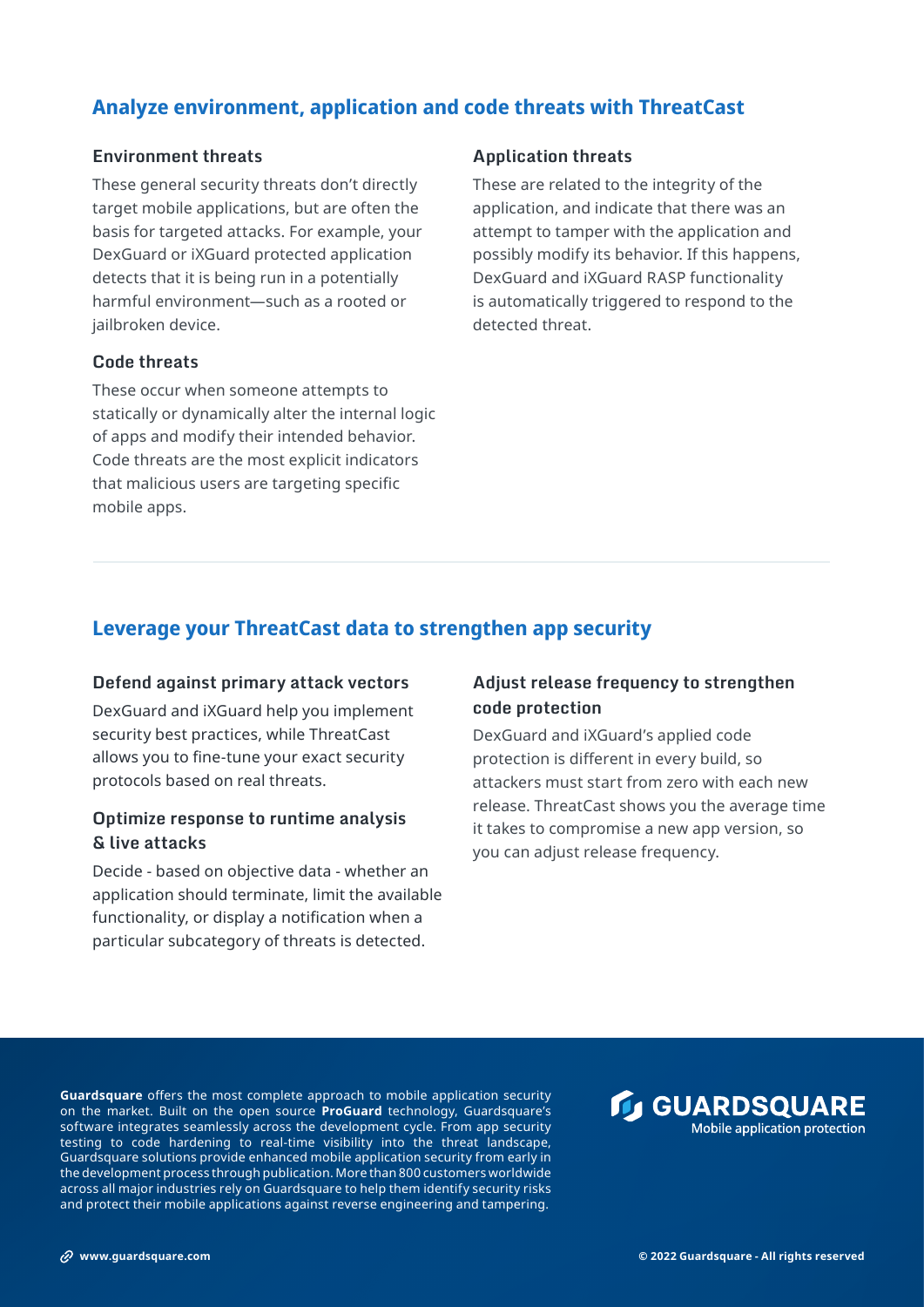## Analyze environment, application and code threats with ThreatCast

### Environment threats

These general security threats don't directly target mobile applications, but are often the basis for targeted attacks. For example, your DexGuard or iXGuard protected application detects that it is being run in a potentially harmful environment—such as a rooted or jailbroken device.

### Code threats

These occur when someone attempts to statically or dynamically alter the internal logic of apps and modify their intended behavior. Code threats are the most explicit indicators that malicious users are targeting specific mobile apps.

### Application threats

These are related to the integrity of the application, and indicate that there was an attempt to tamper with the application and possibly modify its behavior. If this happens, DexGuard and iXGuard RASP functionality is automatically triggered to respond to the detected threat.

---

## Leverage your ThreatCast data to strengthen app security

### Defend against primary attack vectors

DexGuard and iXGuard help you implement security best practices, while ThreatCast allows you to fine-tune your exact security protocols based on real threats.

### Optimize response to runtime analysis & live attacks

Decide - based on objective data - whether an application should terminate, limit the available functionality, or display a notification when a particular subcategory of threats is detected.

### Adjust release frequency to strengthen code protection

DexGuard and iXGuard's applied code protection is different in every build, so attackers must start from zero with each new release. ThreatCast shows you the average time it takes to compromise a new app version, so you can adjust release frequency.

**Guardsquare** offers the most complete approach to mobile application security on the market. Built on the open source **ProGuard** technology, Guardsquare's software integrates seamlessly across the development cycle. From app security testing to code hardening to real-time visibility into the threat landscape, Guardsquare solutions provide enhanced mobile application security from early in the development process through publication. More than 800 customers worldwide across all major industries rely on Guardsquare to help them identify security risks and protect their mobile applications against reverse engineering and tampering.

**GUARDSQUARE**
Mobile application protection

www.guardsquare.com

© 2022 Guardsquare - All rights reserved